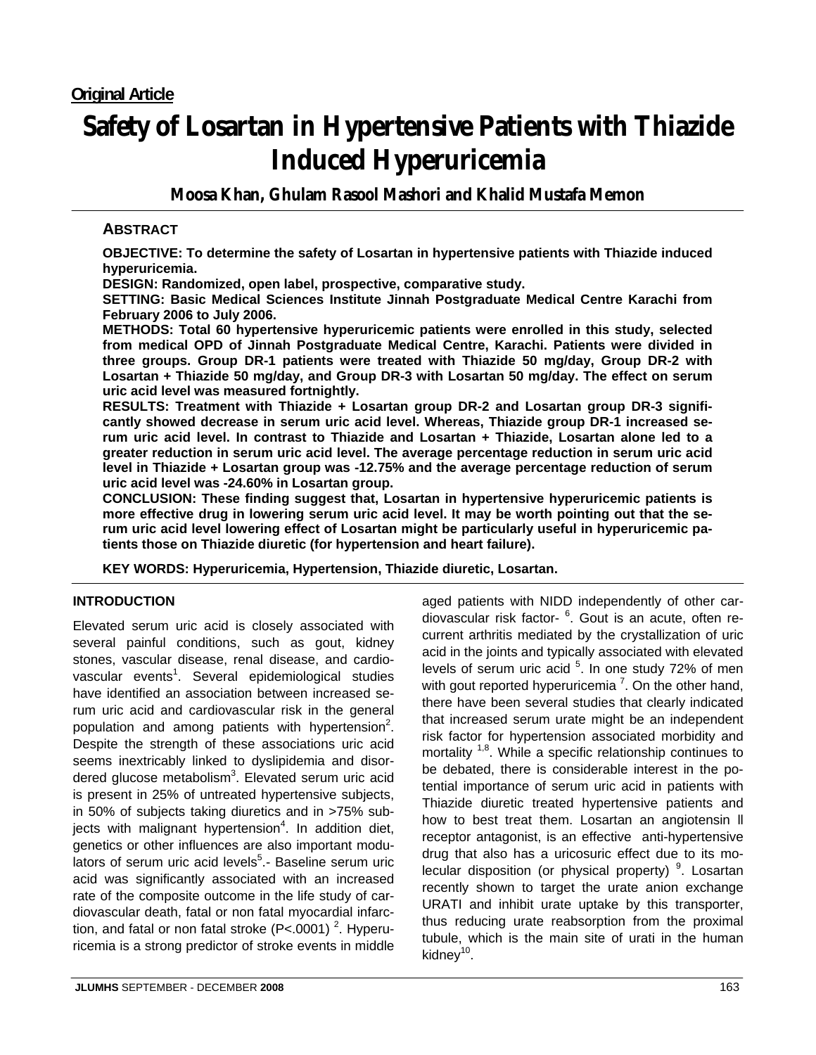**Original Article**

# Safety of Losartan in Hypertensive Patients with Thiazide Induced Hyperuricemia

**Moosa Khan, Ghulam Rasool Mashori and Khalid Mustafa Memon**

## ABSTRACT

**OBJECTIVE: To determine the safety of Losartan in hypertensive patients with Thiazide induced hyperuricemia.**

**DESIGN: Randomized, open label, prospective, comparative study.**

**SETTING: Basic Medical Sciences Institute Jinnah Postgraduate Medical Centre Karachi from February 2006 to July 2006.**

**METHODS: Total 60 hypertensive hyperuricemic patients were enrolled in this study, selected from medical OPD of Jinnah Postgraduate Medical Centre, Karachi. Patients were divided in three groups. Group DR-1 patients were treated with Thiazide 50 mg/day, Group DR-2 with Losartan + Thiazide 50 mg/day, and Group DR-3 with Losartan 50 mg/day. The effect on serum uric acid level was measured fortnightly.**

**RESULTS: Treatment with Thiazide + Losartan group DR-2 and Losartan group DR-3 significantly showed decrease in serum uric acid level. Whereas, Thiazide group DR-1 increased serum uric acid level. In contrast to Thiazide and Losartan + Thiazide, Losartan alone led to a greater reduction in serum uric acid level. The average percentage reduction in serum uric acid level in Thiazide + Losartan group was -12.75% and the average percentage reduction of serum uric acid level was -24.60% in Losartan group.**

**CONCLUSION: These finding suggest that, Losartan in hypertensive hyperuricemic patients is more effective drug in lowering serum uric acid level. It may be worth pointing out that the serum uric acid level lowering effect of Losartan might be particularly useful in hyperuricemic patients those on Thiazide diuretic (for hypertension and heart failure).**

**KEY WORDS: Hyperuricemia, Hypertension, Thiazide diuretic, Losartan.**

## INTRODUCTION

Elevated serum uric acid is closely associated with several painful conditions, such as gout, kidney stones, vascular disease, renal disease, and cardiovascular events[1]. Several epidemiological studies have identified an association between increased serum uric acid and cardiovascular risk in the general population and among patients with hypertension[2]. Despite the strength of these associations uric acid seems inextricably linked to dyslipidemia and disordered glucose metabolism[3]. Elevated serum uric acid is present in 25% of untreated hypertensive subjects, in 50% of subjects taking diuretics and in >75% subjects with malignant hypertension[4]. In addition diet, genetics or other influences are also important modulators of serum uric acid levels[5].- Baseline serum uric acid was significantly associated with an increased rate of the composite outcome in the life study of cardiovascular death, fatal or non fatal myocardial infarction, and fatal or non fatal stroke (P<.0001) [2]. Hyperuricemia is a strong predictor of stroke events in middle aged patients with NIDD independently of other cardiovascular risk factor- [6]. Gout is an acute, often recurrent arthritis mediated by the crystallization of uric acid in the joints and typically associated with elevated levels of serum uric acid [5]. In one study 72% of men with gout reported hyperuricemia [7]. On the other hand, there have been several studies that clearly indicated that increased serum urate might be an independent risk factor for hypertension associated morbidity and mortality [1,8]. While a specific relationship continues to be debated, there is considerable interest in the potential importance of serum uric acid in patients with Thiazide diuretic treated hypertensive patients and how to best treat them. Losartan an angiotensin ll receptor antagonist, is an effective anti-hypertensive drug that also has a uricosuric effect due to its molecular disposition (or physical property) [9]. Losartan recently shown to target the urate anion exchange URATI and inhibit urate uptake by this transporter, thus reducing urate reabsorption from the proximal tubule, which is the main site of urati in the human kidney[10].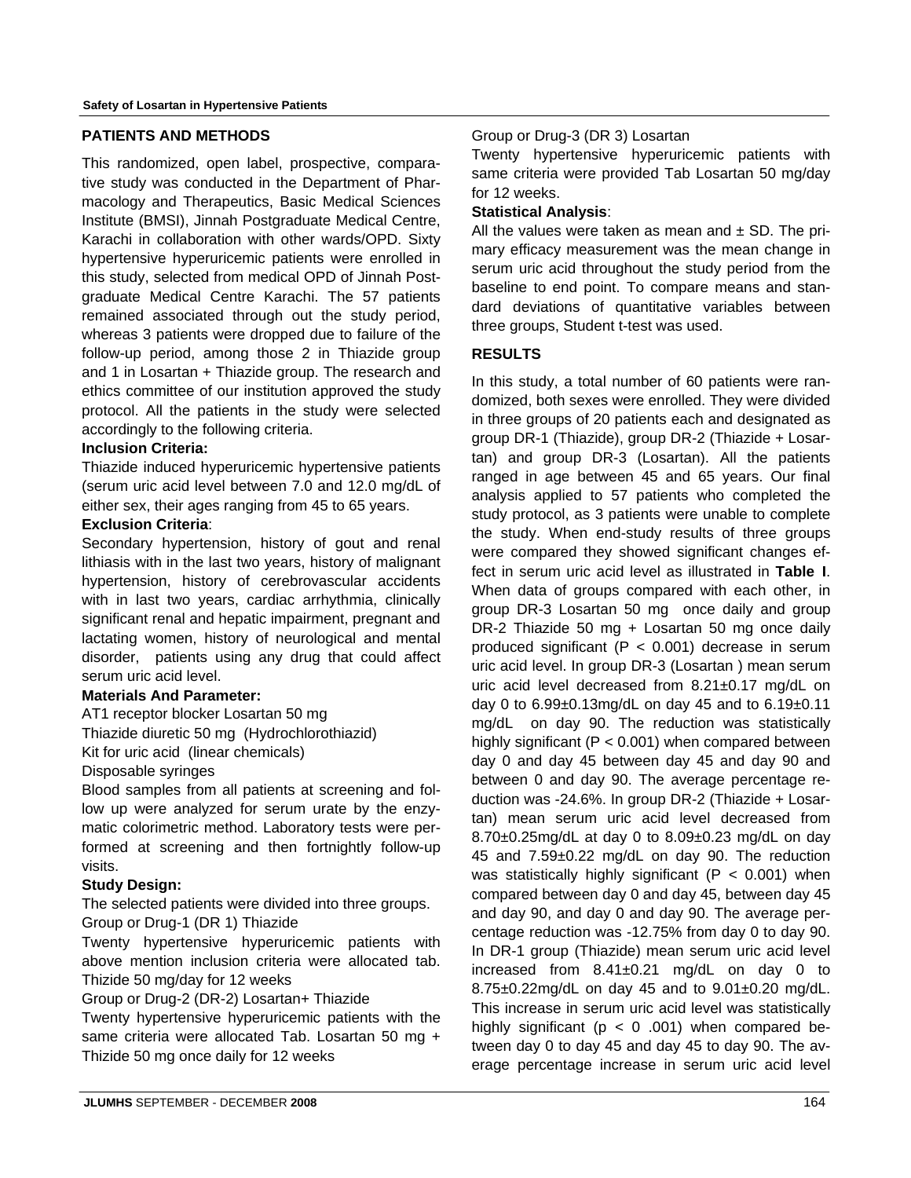## PATIENTS AND METHODS

This randomized, open label, prospective, comparative study was conducted in the Department of Pharmacology and Therapeutics, Basic Medical Sciences Institute (BMSI), Jinnah Postgraduate Medical Centre, Karachi in collaboration with other wards/OPD. Sixty hypertensive hyperuricemic patients were enrolled in this study, selected from medical OPD of Jinnah Postgraduate Medical Centre Karachi. The 57 patients remained associated through out the study period, whereas 3 patients were dropped due to failure of the follow-up period, among those 2 in Thiazide group and 1 in Losartan + Thiazide group. The research and ethics committee of our institution approved the study protocol. All the patients in the study were selected accordingly to the following criteria.

**Inclusion Criteria:**

Thiazide induced hyperuricemic hypertensive patients (serum uric acid level between 7.0 and 12.0 mg/dL of either sex, their ages ranging from 45 to 65 years.

**Exclusion Criteria**:

Secondary hypertension, history of gout and renal lithiasis with in the last two years, history of malignant hypertension, history of cerebrovascular accidents with in last two years, cardiac arrhythmia, clinically significant renal and hepatic impairment, pregnant and lactating women, history of neurological and mental disorder, patients using any drug that could affect serum uric acid level.

**Materials And Parameter:**

AT1 receptor blocker Losartan 50 mg

Thiazide diuretic 50 mg (Hydrochlorothiazid)

Kit for uric acid (linear chemicals)

Disposable syringes

Blood samples from all patients at screening and follow up were analyzed for serum urate by the enzymatic colorimetric method. Laboratory tests were performed at screening and then fortnightly follow-up visits.

**Study Design:**

The selected patients were divided into three groups.

Group or Drug-1 (DR 1) Thiazide

Twenty hypertensive hyperuricemic patients with above mention inclusion criteria were allocated tab. Thizide 50 mg/day for 12 weeks

Group or Drug-2 (DR-2) Losartan+ Thiazide

Twenty hypertensive hyperuricemic patients with the same criteria were allocated Tab. Losartan 50 mg + Thizide 50 mg once daily for 12 weeks

Group or Drug-3 (DR 3) Losartan

Twenty hypertensive hyperuricemic patients with same criteria were provided Tab Losartan 50 mg/day for 12 weeks.

**Statistical Analysis**:

All the values were taken as mean and ± SD. The primary efficacy measurement was the mean change in serum uric acid throughout the study period from the baseline to end point. To compare means and standard deviations of quantitative variables between three groups, Student t-test was used.

## RESULTS

In this study, a total number of 60 patients were randomized, both sexes were enrolled. They were divided in three groups of 20 patients each and designated as group DR-1 (Thiazide), group DR-2 (Thiazide + Losartan) and group DR-3 (Losartan). All the patients ranged in age between 45 and 65 years. Our final analysis applied to 57 patients who completed the study protocol, as 3 patients were unable to complete the study. When end-study results of three groups were compared they showed significant changes effect in serum uric acid level as illustrated in **Table I**. When data of groups compared with each other, in group DR-3 Losartan 50 mg once daily and group DR-2 Thiazide 50 mg + Losartan 50 mg once daily produced significant ($P < 0.001$) decrease in serum uric acid level. In group DR-3 (Losartan ) mean serum uric acid level decreased from 8.21±0.17 mg/dL on day 0 to 6.99±0.13mg/dL on day 45 and to 6.19±0.11 mg/dL on day 90. The reduction was statistically highly significant ($P < 0.001$) when compared between day 0 and day 45 between day 45 and day 90 and between 0 and day 90. The average percentage reduction was -24.6%. In group DR-2 (Thiazide + Losartan) mean serum uric acid level decreased from 8.70±0.25mg/dL at day 0 to 8.09±0.23 mg/dL on day 45 and 7.59±0.22 mg/dL on day 90. The reduction was statistically highly significant ($P < 0.001$) when compared between day 0 and day 45, between day 45 and day 90, and day 0 and day 90. The average percentage reduction was -12.75% from day 0 to day 90. In DR-1 group (Thiazide) mean serum uric acid level increased from 8.41±0.21 mg/dL on day 0 to 8.75±0.22mg/dL on day 45 and to 9.01±0.20 mg/dL. This increase in serum uric acid level was statistically highly significant ($p < 0.001$) when compared between day 0 to day 45 and day 45 to day 90. The average percentage increase in serum uric acid level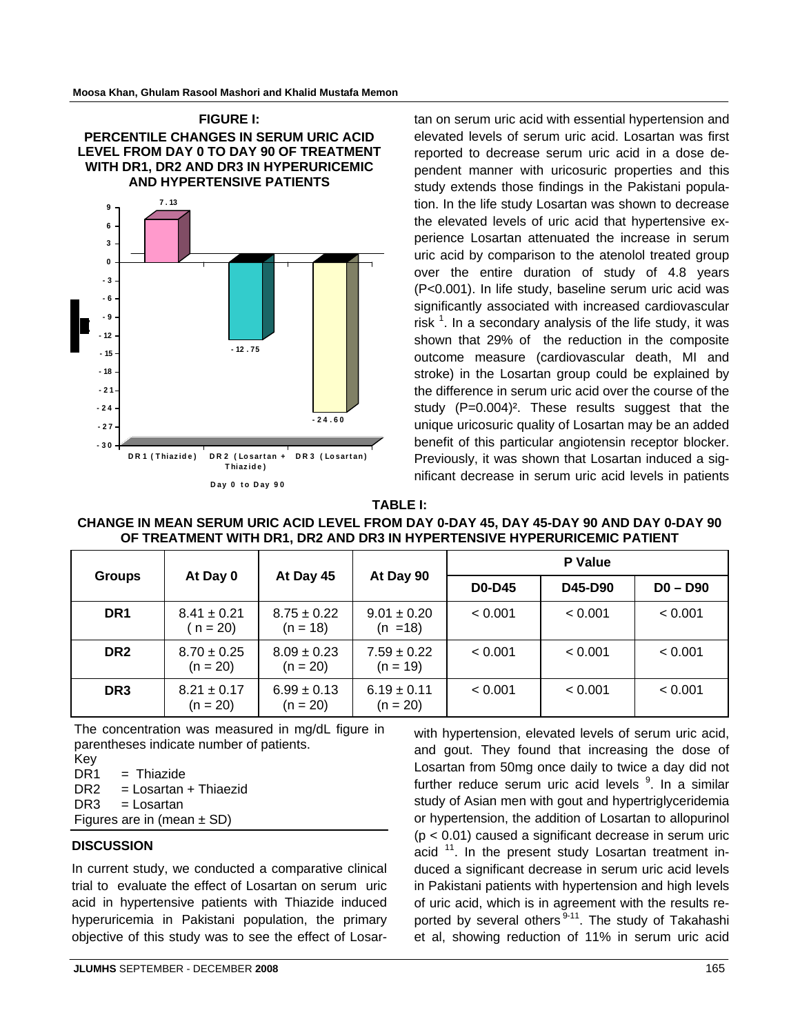**FIGURE I:**
**PERCENTILE CHANGES IN SERUM URIC ACID LEVEL FROM DAY 0 TO DAY 90 OF TREATMENT WITH DR1, DR2 AND DR3 IN HYPERURICEMIC AND HYPERTENSIVE PATIENTS**

tan on serum uric acid with essential hypertension and elevated levels of serum uric acid. Losartan was first reported to decrease serum uric acid in a dose dependent manner with uricosuric properties and this study extends those findings in the Pakistani population. In the life study Losartan was shown to decrease the elevated levels of uric acid that hypertensive experience Losartan attenuated the increase in serum uric acid by comparison to the atenolol treated group over the entire duration of study of 4.8 years (P<0.001). In life study, baseline serum uric acid was significantly associated with increased cardiovascular risk [1]. In a secondary analysis of the life study, it was shown that 29% of the reduction in the composite outcome measure (cardiovascular death, MI and stroke) in the Losartan group could be explained by the difference in serum uric acid over the course of the study (P=0.004)[2]. These results suggest that the unique uricosuric quality of Losartan may be an added benefit of this particular angiotensin receptor blocker. Previously, it was shown that Losartan induced a significant decrease in serum uric acid levels in patients

**TABLE I:**
**CHANGE IN MEAN SERUM URIC ACID LEVEL FROM DAY 0-DAY 45, DAY 45-DAY 90 AND DAY 0-DAY 90 OF TREATMENT WITH DR1, DR2 AND DR3 IN HYPERTENSIVE HYPERURICEMIC PATIENT**

| Groups | At Day 0 | At Day 45 | At Day 90 | P Value | | |
|---|---|---|---|---|---|---|
| | | | | D0-D45 | D45-D90 | D0 – D90 |
| DR1 | 8.41 ± 0.21 (n = 20) | 8.75 ± 0.22 (n = 18) | 9.01 ± 0.20 (n =18) | < 0.001 | < 0.001 | < 0.001 |
| DR2 | 8.70 ± 0.25 (n = 20) | 8.09 ± 0.23 (n = 20) | 7.59 ± 0.22 (n = 19) | < 0.001 | < 0.001 | < 0.001 |
| DR3 | 8.21 ± 0.17 (n = 20) | 6.99 ± 0.13 (n = 20) | 6.19 ± 0.11 (n = 20) | < 0.001 | < 0.001 | < 0.001 |

The concentration was measured in mg/dL figure in parentheses indicate number of patients.

Key
DR1 = Thiazide
DR2 = Losartan + Thiaezid
DR3 = Losartan
Figures are in (mean ± SD)

## DISCUSSION

In current study, we conducted a comparative clinical trial to evaluate the effect of Losartan on serum uric acid in hypertensive patients with Thiazide induced hyperuricemia in Pakistani population, the primary objective of this study was to see the effect of Losartan with hypertension, elevated levels of serum uric acid, and gout. They found that increasing the dose of Losartan from 50mg once daily to twice a day did not further reduce serum uric acid levels [9]. In a similar study of Asian men with gout and hypertriglyceridemia or hypertension, the addition of Losartan to allopurinol ($p < 0.01$) caused a significant decrease in serum uric acid [11]. In the present study Losartan treatment induced a significant decrease in serum uric acid levels in Pakistani patients with hypertension and high levels of uric acid, which is in agreement with the results reported by several others [9-11]. The study of Takahashi et al, showing reduction of 11% in serum uric acid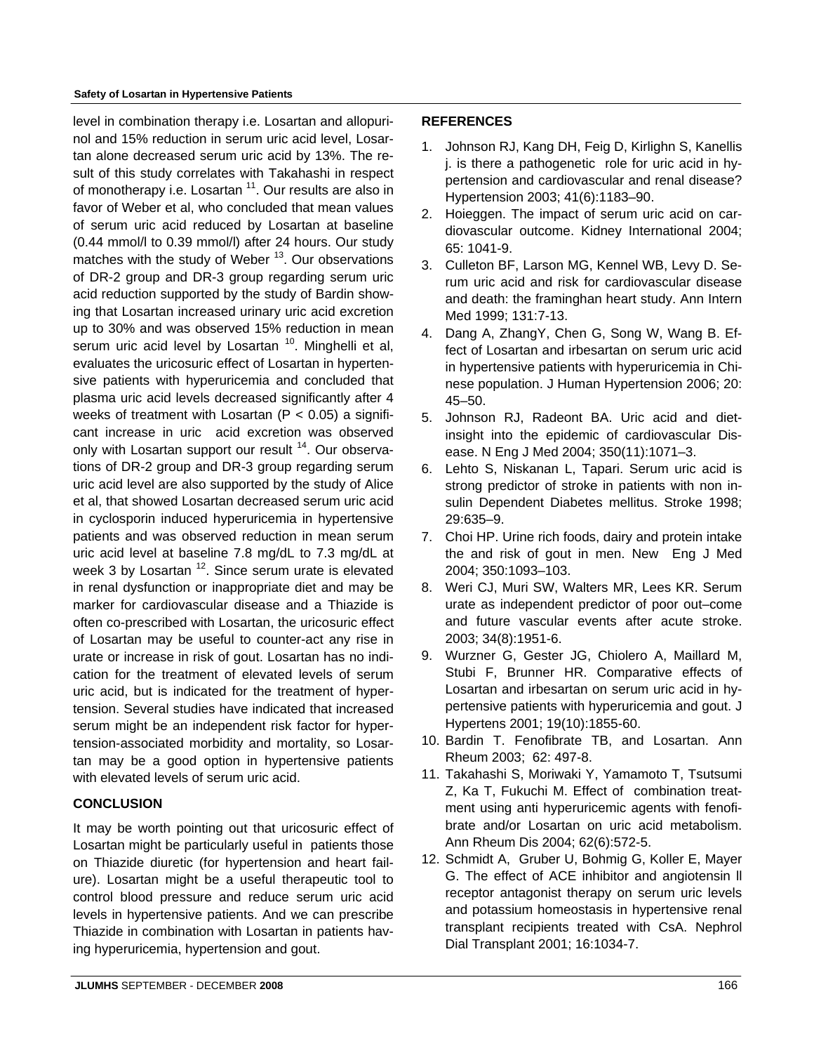level in combination therapy i.e. Losartan and allopurinol and 15% reduction in serum uric acid level, Losartan alone decreased serum uric acid by 13%. The result of this study correlates with Takahashi in respect of monotherapy i.e. Losartan [11]. Our results are also in favor of Weber et al, who concluded that mean values of serum uric acid reduced by Losartan at baseline (0.44 mmol/l to 0.39 mmol/l) after 24 hours. Our study matches with the study of Weber [13]. Our observations of DR-2 group and DR-3 group regarding serum uric acid reduction supported by the study of Bardin showing that Losartan increased urinary uric acid excretion up to 30% and was observed 15% reduction in mean serum uric acid level by Losartan [10]. Minghelli et al, evaluates the uricosuric effect of Losartan in hypertensive patients with hyperuricemia and concluded that plasma uric acid levels decreased significantly after 4 weeks of treatment with Losartan ($P < 0.05$) a significant increase in uric acid excretion was observed only with Losartan support our result [14]. Our observations of DR-2 group and DR-3 group regarding serum uric acid level are also supported by the study of Alice et al, that showed Losartan decreased serum uric acid in cyclosporin induced hyperuricemia in hypertensive patients and was observed reduction in mean serum uric acid level at baseline 7.8 mg/dL to 7.3 mg/dL at week 3 by Losartan [12]. Since serum urate is elevated in renal dysfunction or inappropriate diet and may be marker for cardiovascular disease and a Thiazide is often co-prescribed with Losartan, the uricosuric effect of Losartan may be useful to counter-act any rise in urate or increase in risk of gout. Losartan has no indication for the treatment of elevated levels of serum uric acid, but is indicated for the treatment of hypertension. Several studies have indicated that increased serum might be an independent risk factor for hypertension-associated morbidity and mortality, so Losartan may be a good option in hypertensive patients with elevated levels of serum uric acid.

## CONCLUSION

It may be worth pointing out that uricosuric effect of Losartan might be particularly useful in patients those on Thiazide diuretic (for hypertension and heart failure). Losartan might be a useful therapeutic tool to control blood pressure and reduce serum uric acid levels in hypertensive patients. And we can prescribe Thiazide in combination with Losartan in patients having hyperuricemia, hypertension and gout.

## REFERENCES

1. Johnson RJ, Kang DH, Feig D, Kirlighn S, Kanellis j. is there a pathogenetic role for uric acid in hypertension and cardiovascular and renal disease? Hypertension 2003; 41(6):1183–90.
2. Hoieggen. The impact of serum uric acid on cardiovascular outcome. Kidney International 2004; 65: 1041-9.
3. Culleton BF, Larson MG, Kennel WB, Levy D. Serum uric acid and risk for cardiovascular disease and death: the framinghan heart study. Ann Intern Med 1999; 131:7-13.
4. Dang A, ZhangY, Chen G, Song W, Wang B. Effect of Losartan and irbesartan on serum uric acid in hypertensive patients with hyperuricemia in Chinese population. J Human Hypertension 2006; 20: 45–50.
5. Johnson RJ, Radeont BA. Uric acid and diet-insight into the epidemic of cardiovascular Disease. N Eng J Med 2004; 350(11):1071–3.
6. Lehto S, Niskanan L, Tapari. Serum uric acid is strong predictor of stroke in patients with non insulin Dependent Diabetes mellitus. Stroke 1998; 29:635–9.
7. Choi HP. Urine rich foods, dairy and protein intake the and risk of gout in men. New Eng J Med 2004; 350:1093–103.
8. Weri CJ, Muri SW, Walters MR, Lees KR. Serum urate as independent predictor of poor out–come and future vascular events after acute stroke. 2003; 34(8):1951-6.
9. Wurzner G, Gester JG, Chiolero A, Maillard M, Stubi F, Brunner HR. Comparative effects of Losartan and irbesartan on serum uric acid in hypertensive patients with hyperuricemia and gout. J Hypertens 2001; 19(10):1855-60.
10. Bardin T. Fenofibrate TB, and Losartan. Ann Rheum 2003; 62: 497-8.
11. Takahashi S, Moriwaki Y, Yamamoto T, Tsutsumi Z, Ka T, Fukuchi M. Effect of combination treatment using anti hyperuricemic agents with fenofibrate and/or Losartan on uric acid metabolism. Ann Rheum Dis 2004; 62(6):572-5.
12. Schmidt A, Gruber U, Bohmig G, Koller E, Mayer G. The effect of ACE inhibitor and angiotensin ll receptor antagonist therapy on serum uric levels and potassium homeostasis in hypertensive renal transplant recipients treated with CsA. Nephrol Dial Transplant 2001; 16:1034-7.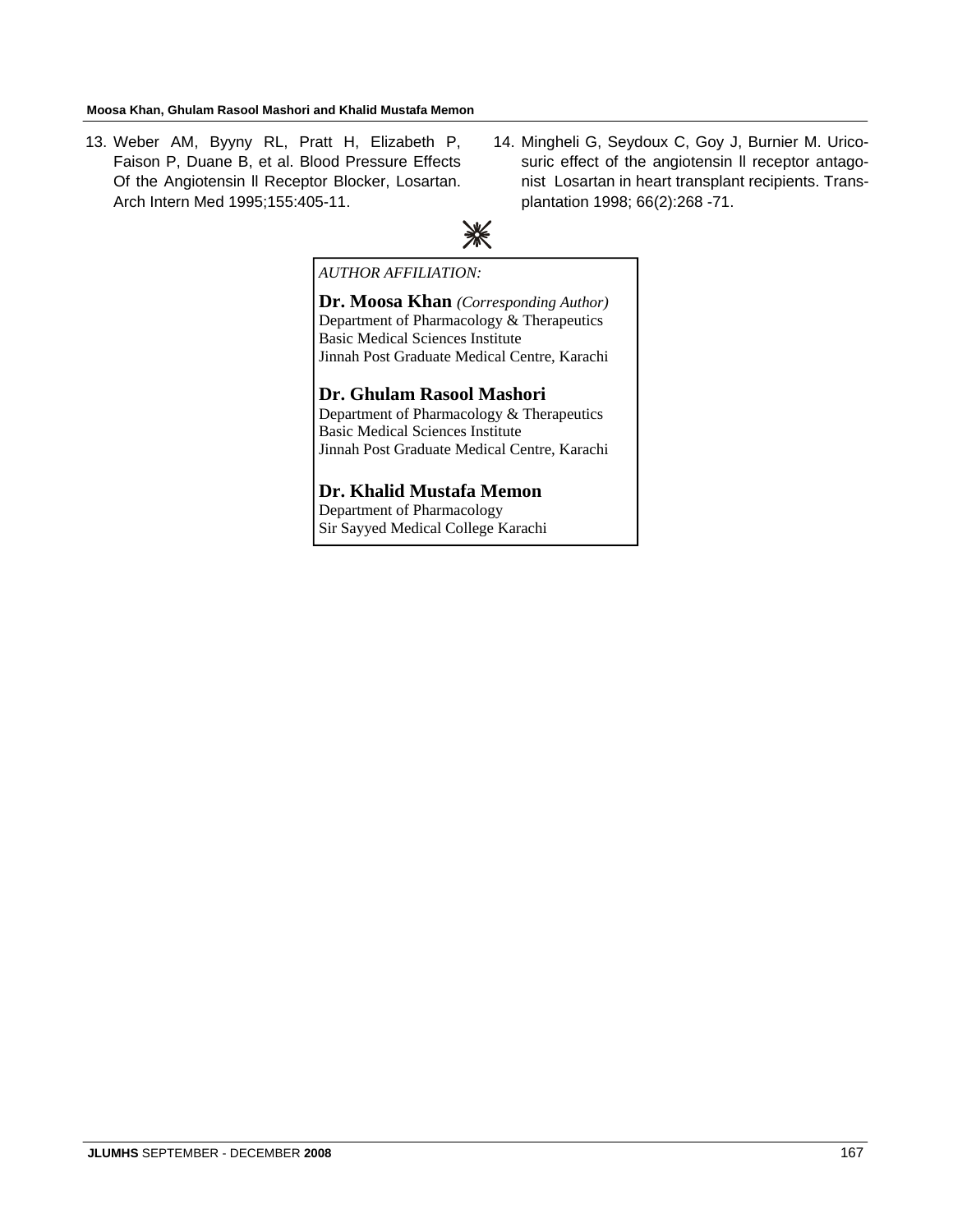13. Weber AM, Byyny RL, Pratt H, Elizabeth P, Faison P, Duane B, et al. Blood Pressure Effects Of the Angiotensin ll Receptor Blocker, Losartan. Arch Intern Med 1995;155:405-11.
14. Mingheli G, Seydoux C, Goy J, Burnier M. Uricosuric effect of the angiotensin ll receptor antagonist Losartan in heart transplant recipients. Transplantation 1998; 66(2):268 -71.

*AUTHOR AFFILIATION:*

**Dr. Moosa Khan** *(Corresponding Author)*
Department of Pharmacology & Therapeutics
Basic Medical Sciences Institute
Jinnah Post Graduate Medical Centre, Karachi

**Dr. Ghulam Rasool Mashori**
Department of Pharmacology & Therapeutics
Basic Medical Sciences Institute
Jinnah Post Graduate Medical Centre, Karachi

**Dr. Khalid Mustafa Memon**
Department of Pharmacology
Sir Sayyed Medical College Karachi